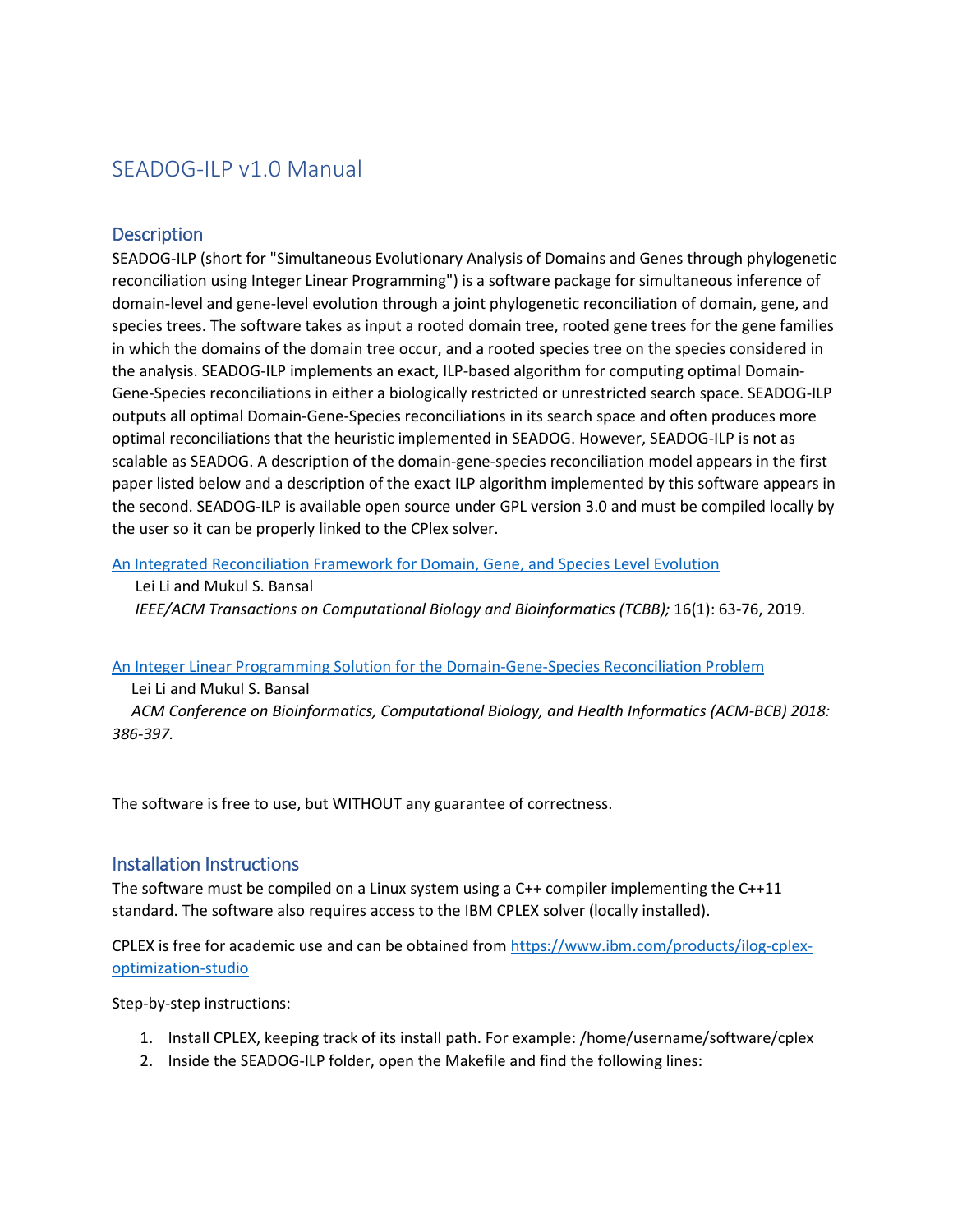# SEADOG-ILP v1.0 Manual

## Description

SEADOG-ILP (short for "Simultaneous Evolutionary Analysis of Domains and Genes through phylogenetic reconciliation using Integer Linear Programming") is a software package for simultaneous inference of domain-level and gene-level evolution through a joint phylogenetic reconciliation of domain, gene, and species trees. The software takes as input a rooted domain tree, rooted gene trees for the gene families in which the domains of the domain tree occur, and a rooted species tree on the species considered in the analysis. SEADOG-ILP implements an exact, ILP-based algorithm for computing optimal Domain-Gene-Species reconciliations in either a biologically restricted or unrestricted search space. SEADOG-ILP outputs all optimal Domain-Gene-Species reconciliations in its search space and often produces more optimal reconciliations that the heuristic implemented in SEADOG. However, SEADOG-ILP is not as scalable as SEADOG. A description of the domain-gene-species reconciliation model appears in the first paper listed below and a description of the exact ILP algorithm implemented by this software appears in the second. SEADOG-ILP is available open source under GPL version 3.0 and must be compiled locally by the user so it can be properly linked to the CPlex solver.

[An Integrated Reconciliation Framework for Domain, Gene, and Species Level Evolution](#)
Lei Li and Mukul S. Bansal
*IEEE/ACM Transactions on Computational Biology and Bioinformatics (TCBB);* 16(1): 63-76, 2019*.*

[An Integer Linear Programming Solution for the Domain-Gene-Species Reconciliation Problem](#)
Lei Li and Mukul S. Bansal
*ACM Conference on Bioinformatics, Computational Biology, and Health Informatics (ACM-BCB) 2018: 386-397.*

The software is free to use, but WITHOUT any guarantee of correctness.

## Installation Instructions

The software must be compiled on a Linux system using a C++ compiler implementing the C++11 standard. The software also requires access to the IBM CPLEX solver (locally installed).

CPLEX is free for academic use and can be obtained from https://www.ibm.com/products/ilog-cplex-optimization-studio

Step-by-step instructions:

1. Install CPLEX, keeping track of its install path. For example: /home/username/software/cplex
2. Inside the SEADOG-ILP folder, open the Makefile and find the following lines: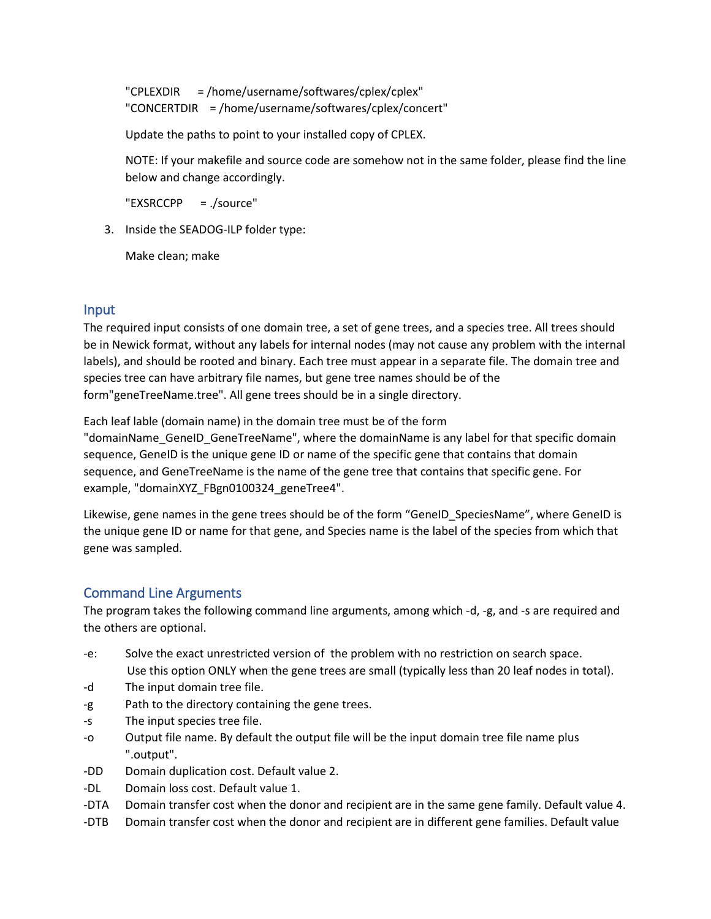"CPLEXDIR = /home/username/softwares/cplex/cplex"
"CONCERTDIR = /home/username/softwares/cplex/concert"

Update the paths to point to your installed copy of CPLEX.

NOTE: If your makefile and source code are somehow not in the same folder, please find the line below and change accordingly.

"EXSRCCPP = ./source"

3. Inside the SEADOG-ILP folder type:

   Make clean; make

## Input

The required input consists of one domain tree, a set of gene trees, and a species tree. All trees should be in Newick format, without any labels for internal nodes (may not cause any problem with the internal labels), and should be rooted and binary. Each tree must appear in a separate file. The domain tree and species tree can have arbitrary file names, but gene tree names should be of the form"geneTreeName.tree". All gene trees should be in a single directory.

Each leaf lable (domain name) in the domain tree must be of the form "domainName_GeneID_GeneTreeName", where the domainName is any label for that specific domain sequence, GeneID is the unique gene ID or name of the specific gene that contains that domain sequence, and GeneTreeName is the name of the gene tree that contains that specific gene. For example, "domainXYZ_FBgn0100324_geneTree4".

Likewise, gene names in the gene trees should be of the form "GeneID_SpeciesName", where GeneID is the unique gene ID or name for that gene, and Species name is the label of the species from which that gene was sampled.

## Command Line Arguments

The program takes the following command line arguments, among which -d, -g, and -s are required and the others are optional.

- -e: Solve the exact unrestricted version of the problem with no restriction on search space. Use this option ONLY when the gene trees are small (typically less than 20 leaf nodes in total).
- -d The input domain tree file.
- -g Path to the directory containing the gene trees.
- -s The input species tree file.
- -o Output file name. By default the output file will be the input domain tree file name plus ".output".
- -DD Domain duplication cost. Default value 2.
- -DL Domain loss cost. Default value 1.
- -DTA Domain transfer cost when the donor and recipient are in the same gene family. Default value 4.
- -DTB Domain transfer cost when the donor and recipient are in different gene families. Default value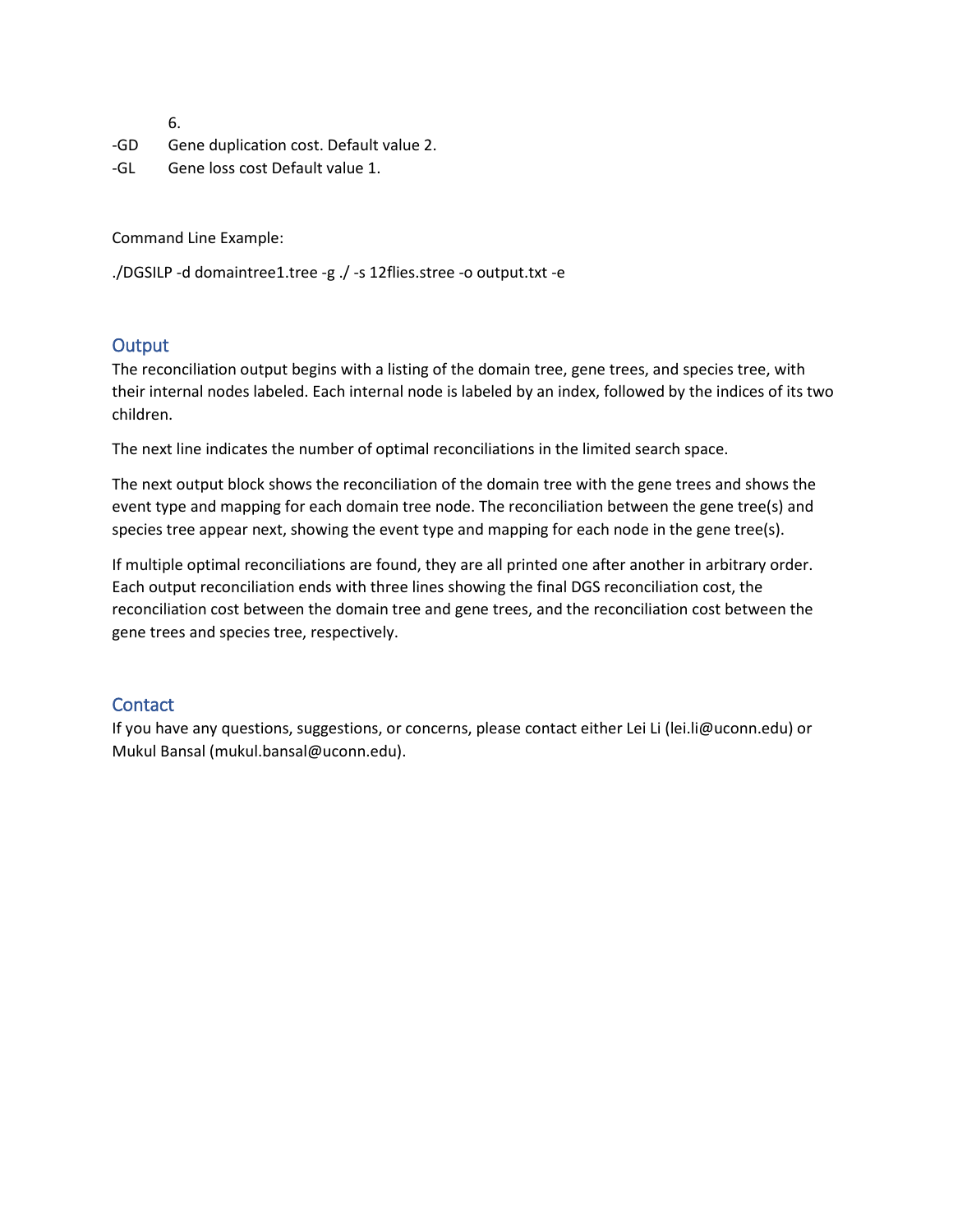6.

-GD Gene duplication cost. Default value 2.

-GL Gene loss cost Default value 1.

Command Line Example:

```
./DGSILP -d domaintree1.tree -g ./ -s 12flies.stree -o output.txt -e
```

## Output

The reconciliation output begins with a listing of the domain tree, gene trees, and species tree, with their internal nodes labeled. Each internal node is labeled by an index, followed by the indices of its two children.

The next line indicates the number of optimal reconciliations in the limited search space.

The next output block shows the reconciliation of the domain tree with the gene trees and shows the event type and mapping for each domain tree node. The reconciliation between the gene tree(s) and species tree appear next, showing the event type and mapping for each node in the gene tree(s).

If multiple optimal reconciliations are found, they are all printed one after another in arbitrary order. Each output reconciliation ends with three lines showing the final DGS reconciliation cost, the reconciliation cost between the domain tree and gene trees, and the reconciliation cost between the gene trees and species tree, respectively.

## Contact

If you have any questions, suggestions, or concerns, please contact either Lei Li (lei.li@uconn.edu) or Mukul Bansal (mukul.bansal@uconn.edu).